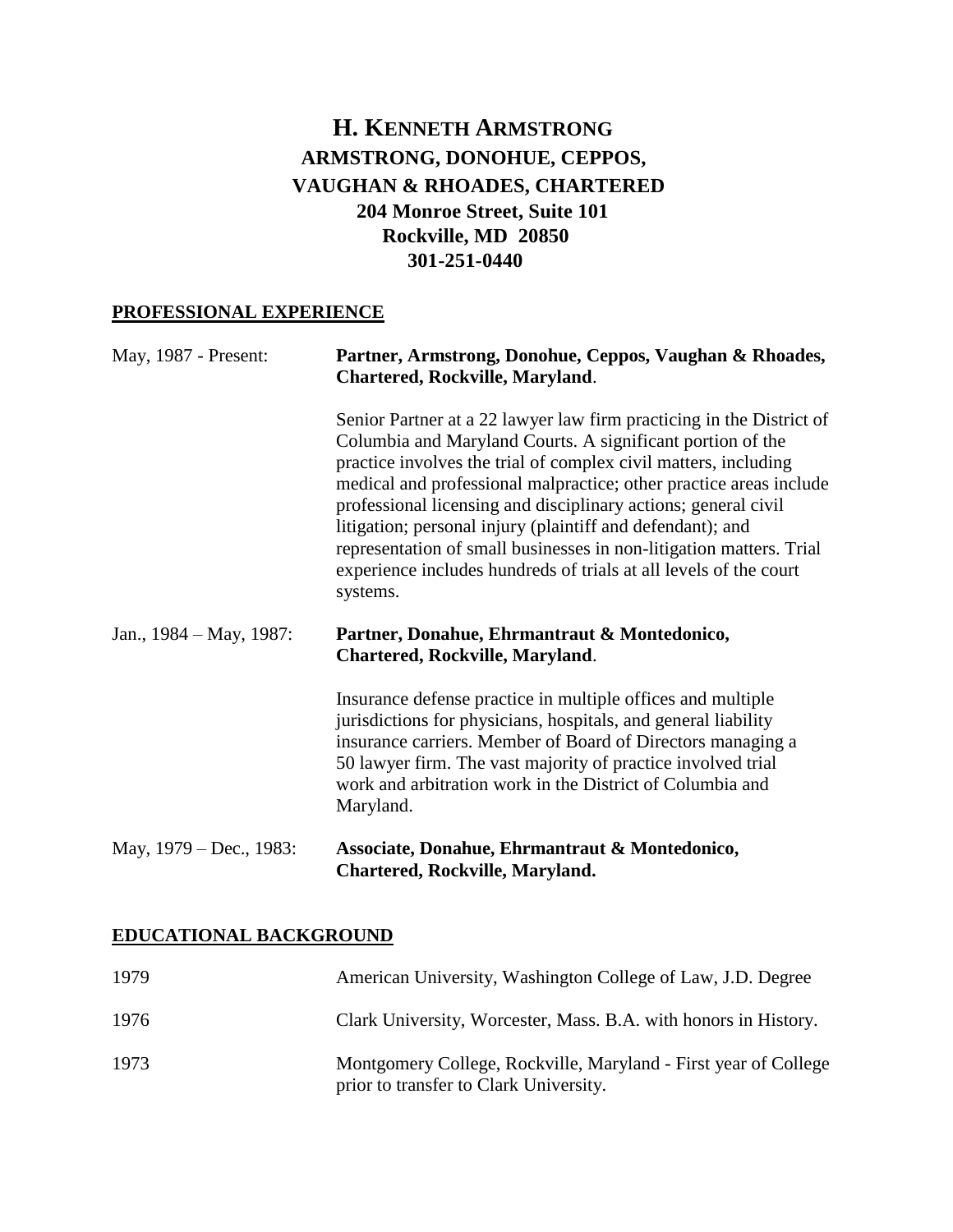# H. KENNETH ARMSTRONG

**ARMSTRONG, DONOHUE, CEPPOS, VAUGHAN & RHOADES, CHARTERED**
**204 Monroe Street, Suite 101**
**Rockville, MD 20850**
**301-251-0440**

## PROFESSIONAL EXPERIENCE

May, 1987 - Present: **Partner, Armstrong, Donohue, Ceppos, Vaughan & Rhoades, Chartered, Rockville, Maryland**.

Senior Partner at a 22 lawyer law firm practicing in the District of Columbia and Maryland Courts. A significant portion of the practice involves the trial of complex civil matters, including medical and professional malpractice; other practice areas include professional licensing and disciplinary actions; general civil litigation; personal injury (plaintiff and defendant); and representation of small businesses in non-litigation matters. Trial experience includes hundreds of trials at all levels of the court systems.

Jan., 1984 – May, 1987: **Partner, Donahue, Ehrmantraut & Montedonico, Chartered, Rockville, Maryland**.

Insurance defense practice in multiple offices and multiple jurisdictions for physicians, hospitals, and general liability insurance carriers. Member of Board of Directors managing a 50 lawyer firm. The vast majority of practice involved trial work and arbitration work in the District of Columbia and Maryland.

May, 1979 – Dec., 1983: **Associate, Donahue, Ehrmantraut & Montedonico, Chartered, Rockville, Maryland.**

## EDUCATIONAL BACKGROUND

1979 American University, Washington College of Law, J.D. Degree

1976 Clark University, Worcester, Mass. B.A. with honors in History.

1973 Montgomery College, Rockville, Maryland - First year of College prior to transfer to Clark University.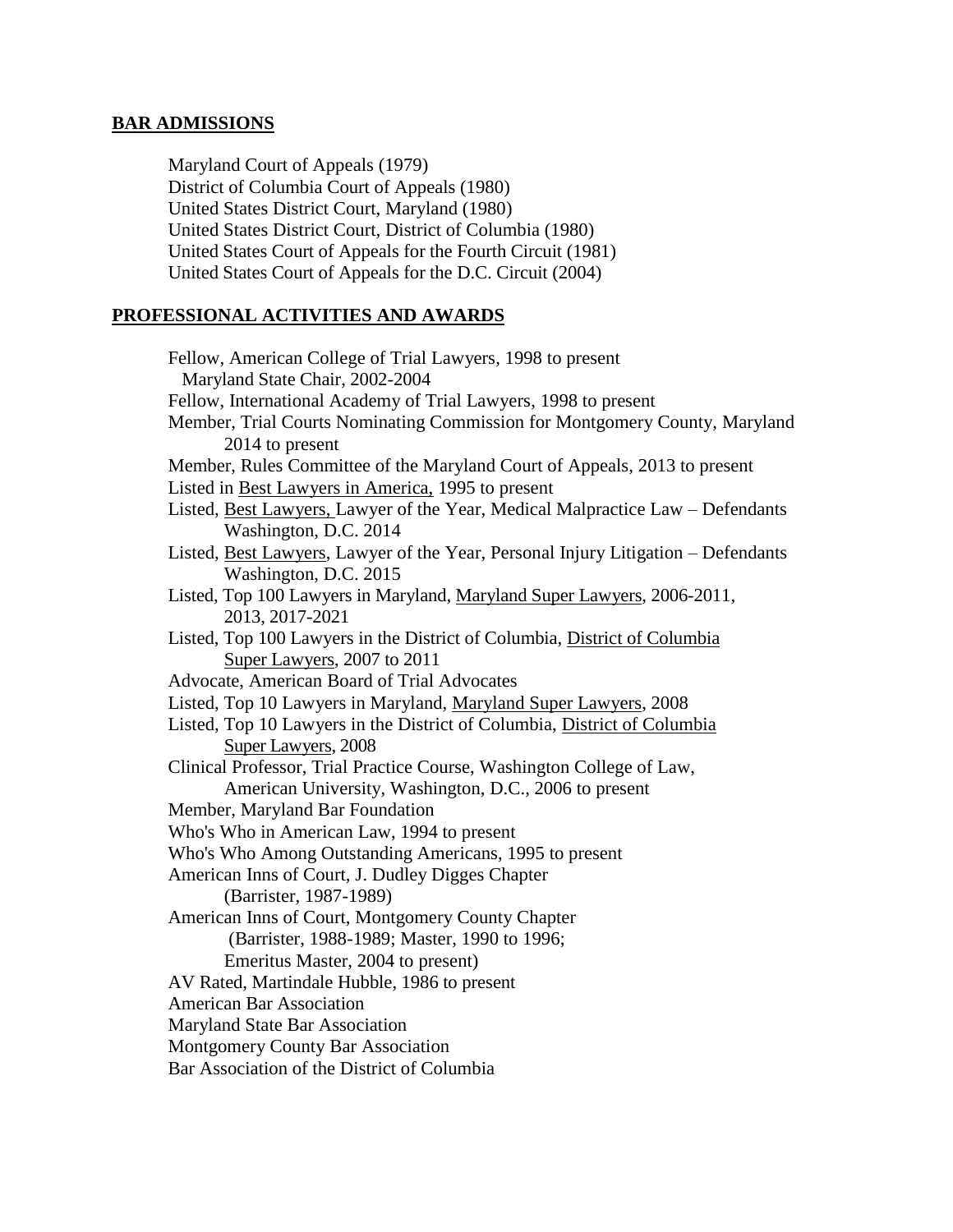## BAR ADMISSIONS

Maryland Court of Appeals (1979)
District of Columbia Court of Appeals (1980)
United States District Court, Maryland (1980)
United States District Court, District of Columbia (1980)
United States Court of Appeals for the Fourth Circuit (1981)
United States Court of Appeals for the D.C. Circuit (2004)

## PROFESSIONAL ACTIVITIES AND AWARDS

Fellow, American College of Trial Lawyers, 1998 to present
  Maryland State Chair, 2002-2004
Fellow, International Academy of Trial Lawyers, 1998 to present
Member, Trial Courts Nominating Commission for Montgomery County, Maryland
  2014 to present
Member, Rules Committee of the Maryland Court of Appeals, 2013 to present
Listed in Best Lawyers in America, 1995 to present
Listed, Best Lawyers, Lawyer of the Year, Medical Malpractice Law – Defendants
  Washington, D.C. 2014
Listed, Best Lawyers, Lawyer of the Year, Personal Injury Litigation – Defendants
  Washington, D.C. 2015
Listed, Top 100 Lawyers in Maryland, Maryland Super Lawyers, 2006-2011,
  2013, 2017-2021
Listed, Top 100 Lawyers in the District of Columbia, District of Columbia
  Super Lawyers, 2007 to 2011
Advocate, American Board of Trial Advocates
Listed, Top 10 Lawyers in Maryland, Maryland Super Lawyers, 2008
Listed, Top 10 Lawyers in the District of Columbia, District of Columbia
  Super Lawyers, 2008
Clinical Professor, Trial Practice Course, Washington College of Law,
  American University, Washington, D.C., 2006 to present
Member, Maryland Bar Foundation
Who's Who in American Law, 1994 to present
Who's Who Among Outstanding Americans, 1995 to present
American Inns of Court, J. Dudley Digges Chapter
  (Barrister, 1987-1989)
American Inns of Court, Montgomery County Chapter
  (Barrister, 1988-1989; Master, 1990 to 1996;
  Emeritus Master, 2004 to present)
AV Rated, Martindale Hubble, 1986 to present
American Bar Association
Maryland State Bar Association
Montgomery County Bar Association
Bar Association of the District of Columbia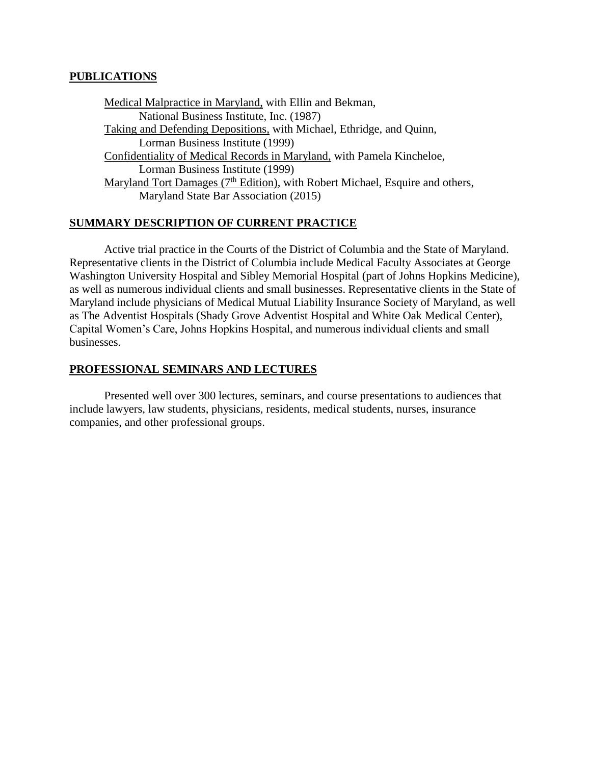## PUBLICATIONS

Medical Malpractice in Maryland, with Ellin and Bekman,
National Business Institute, Inc. (1987)

Taking and Defending Depositions, with Michael, Ethridge, and Quinn,
Lorman Business Institute (1999)

Confidentiality of Medical Records in Maryland, with Pamela Kincheloe,
Lorman Business Institute (1999)

Maryland Tort Damages (7th Edition), with Robert Michael, Esquire and others,
Maryland State Bar Association (2015)

## SUMMARY DESCRIPTION OF CURRENT PRACTICE

Active trial practice in the Courts of the District of Columbia and the State of Maryland. Representative clients in the District of Columbia include Medical Faculty Associates at George Washington University Hospital and Sibley Memorial Hospital (part of Johns Hopkins Medicine), as well as numerous individual clients and small businesses. Representative clients in the State of Maryland include physicians of Medical Mutual Liability Insurance Society of Maryland, as well as The Adventist Hospitals (Shady Grove Adventist Hospital and White Oak Medical Center), Capital Women's Care, Johns Hopkins Hospital, and numerous individual clients and small businesses.

## PROFESSIONAL SEMINARS AND LECTURES

Presented well over 300 lectures, seminars, and course presentations to audiences that include lawyers, law students, physicians, residents, medical students, nurses, insurance companies, and other professional groups.